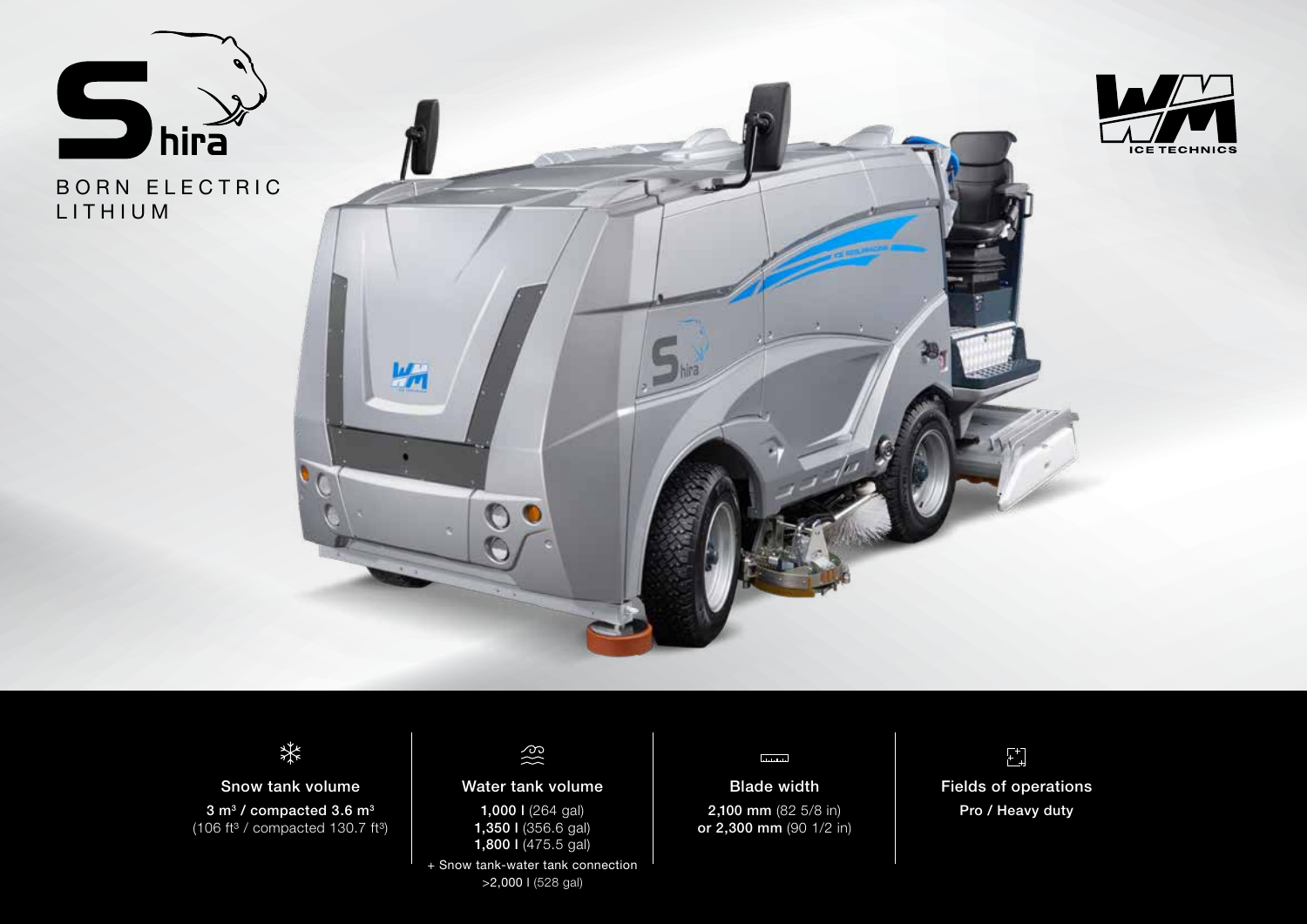# Shira

BORN ELECTRIC
LITHIUM

WM ICE TECHNICS

**Snow tank volume**

**3 m³ / compacted 3.6 m³**
(106 ft³ / compacted 130.7 ft³)

**Water tank volume**

**1,000 l** (264 gal)
**1,350 l** (356.6 gal)
**1,800 l** (475.5 gal)
+ Snow tank-water tank connection
>2,000 l (528 gal)

**Blade width**

**2,100 mm** (82 5/8 in)
**or 2,300 mm** (90 1/2 in)

**Fields of operations**

**Pro / Heavy duty**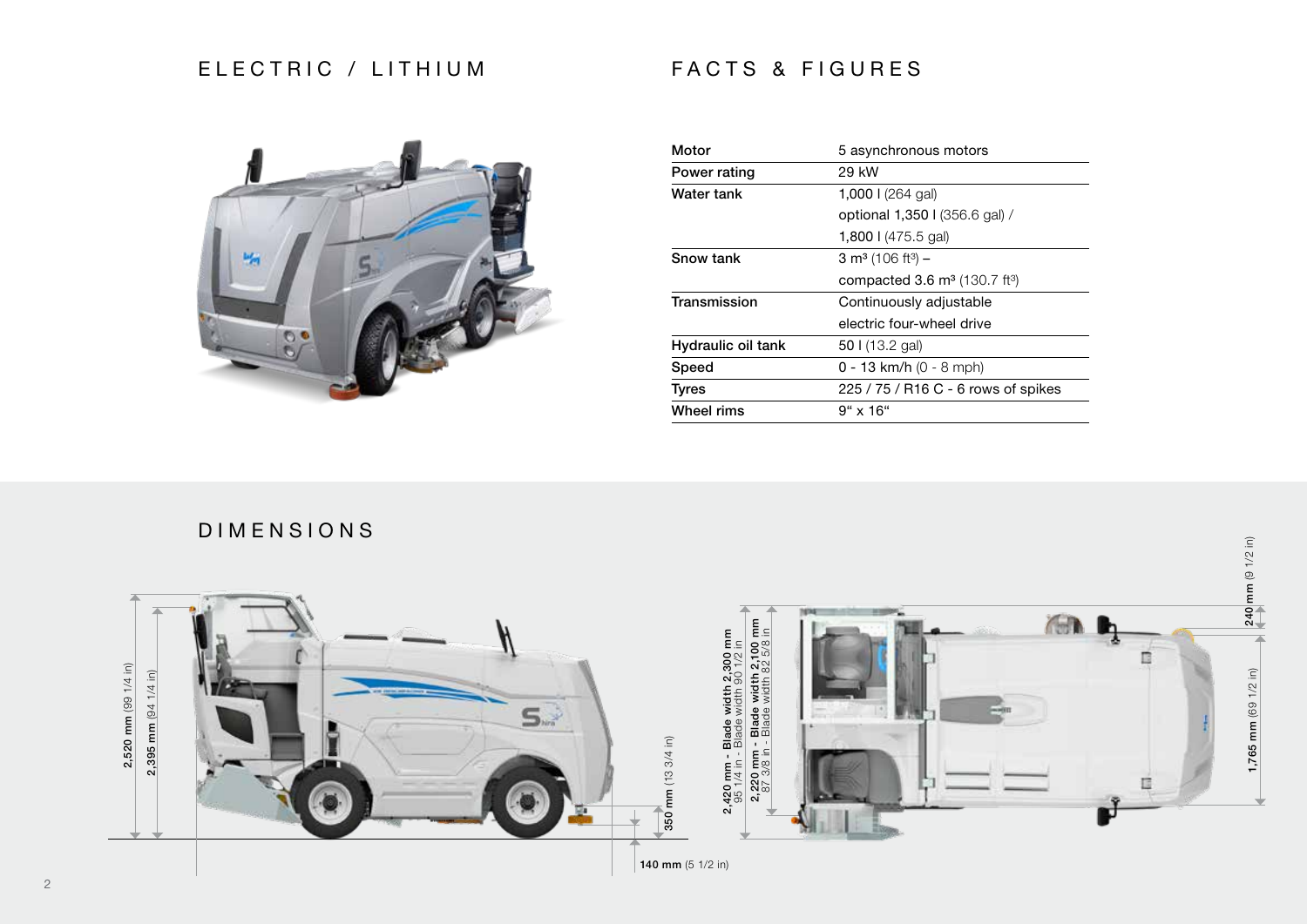## ELECTRIC / LITHIUM

## FACTS & FIGURES

| | |
|---|---|
| Motor | 5 asynchronous motors |
| Power rating | 29 kW |
| Water tank | 1,000 l (264 gal)<br>optional 1,350 l (356.6 gal) /<br>1,800 l (475.5 gal) |
| Snow tank | 3 m³ (106 ft³) –<br>compacted 3.6 m³ (130.7 ft³) |
| Transmission | Continuously adjustable<br>electric four-wheel drive |
| Hydraulic oil tank | 50 l (13.2 gal) |
| Speed | 0 - 13 km/h (0 - 8 mph) |
| Tyres | 225 / 75 / R16 C - 6 rows of spikes |
| Wheel rims | 9“ x 16“ |

## DIMENSIONS

**2,520 mm** (99 1/4 in)

**2,395 mm** (94 1/4 in)

**350 mm** (13 3/4 in)

**140 mm** (5 1/2 in)

**2,420 mm - Blade width 2,300 mm**
95 1/4 in - Blade width 90 1/2 in

**2,220 mm - Blade width 2,100 mm**
87 3/8 in - Blade width 82 5/8 in

**240 mm** (9 1/2 in)

**1,765 mm** (69 1/2 in)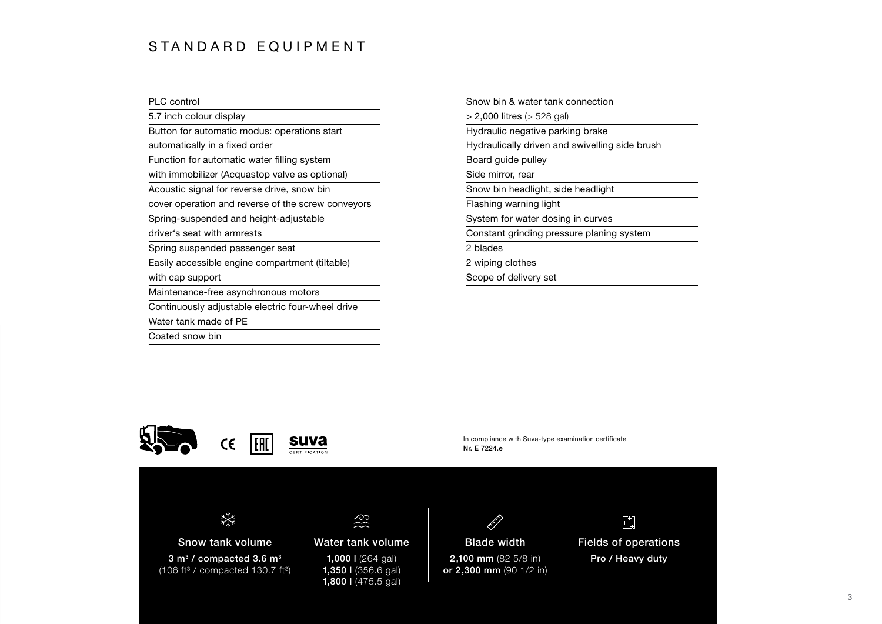# STANDARD EQUIPMENT

- PLC control
- 5.7 inch colour display
- Button for automatic modus: operations start automatically in a fixed order
- Function for automatic water filling system with immobilizer (Acquastop valve as optional)
- Acoustic signal for reverse drive, snow bin cover operation and reverse of the screw conveyors
- Spring-suspended and height-adjustable driver's seat with armrests
- Spring suspended passenger seat
- Easily accessible engine compartment (tiltable) with cap support
- Maintenance-free asynchronous motors
- Continuously adjustable electric four-wheel drive
- Water tank made of PE
- Coated snow bin
- Snow bin & water tank connection > 2,000 litres (> 528 gal)
- Hydraulic negative parking brake
- Hydraulically driven and swivelling side brush
- Board guide pulley
- Side mirror, rear
- Snow bin headlight, side headlight
- Flashing warning light
- System for water dosing in curves
- Constant grinding pressure planing system
- 2 blades
- 2 wiping clothes
- Scope of delivery set

CE EAC suva CERTIFICATION

In compliance with Suva-type examination certificate
**Nr. E 7224.e**

| Snow tank volume | Water tank volume | Blade width | Fields of operations |
|---|---|---|---|
| **3 m³ / compacted 3.6 m³** (106 ft³ / compacted 130.7 ft³) | **1,000 l** (264 gal)<br>**1,350 l** (356.6 gal)<br>**1,800 l** (475.5 gal) | **2,100 mm** (82 5/8 in)<br>**or 2,300 mm** (90 1/2 in) | **Pro / Heavy duty** |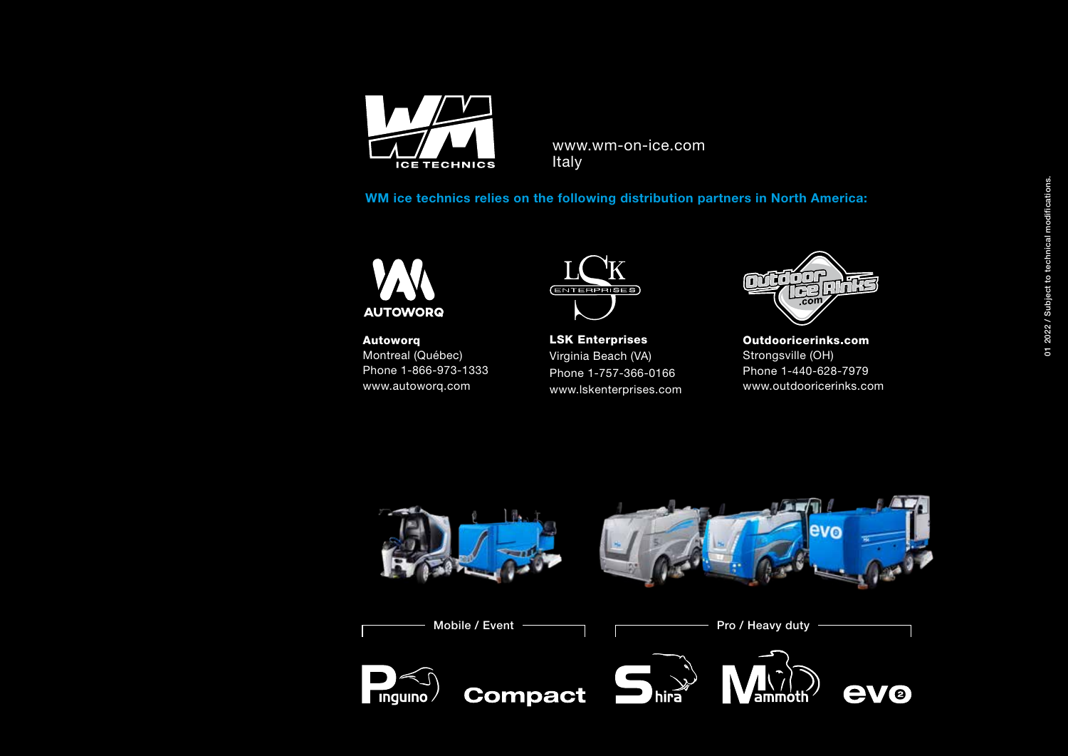WM ICE TECHNICS

www.wm-on-ice.com
Italy

**WM ice technics relies on the following distribution partners in North America:**

**Autoworq**
Montreal (Québec)
Phone 1-866-973-1333
www.autoworq.com

**LSK Enterprises**
Virginia Beach (VA)
Phone 1-757-366-0166
www.lskenterprises.com

**Outdooricerinks.com**
Strongsville (OH)
Phone 1-440-628-7979
www.outdooricerinks.com

Mobile / Event

Pinguino Compact

Pro / Heavy duty

Shira Mammoth evo2

01 2022 / Subject to technical modifications.